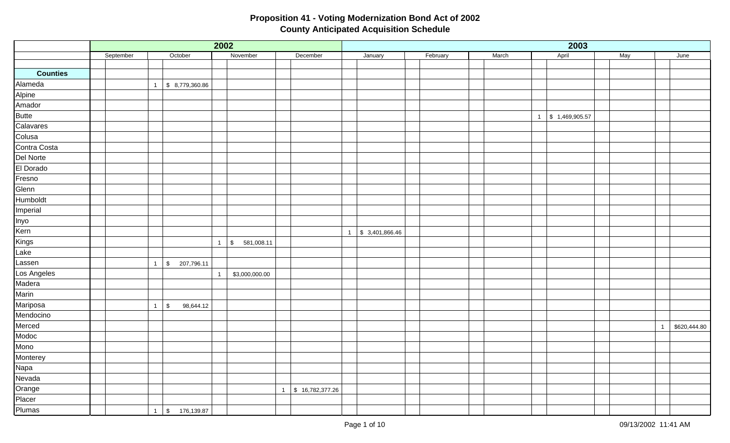# Proposition 41 - Voting Modernization Bond Act of 2002
## County Anticipated Acquisition Schedule

| | 2002 | | | | | | | | 2003 | | | | | | | | | | | |
|---|---|---|---|---|---|---|---|---|---|---|---|---|---|---|---|---|---|---|---|---|
| | September | | October | | November | | December | | January | | February | | March | | April | | May | | June | |
| **Counties** | | | | | | | | | | | | | | | | | | | | |
| Alameda | | | 1 | $ 8,779,360.86 | | | | | | | | | | | | | | | | |
| Alpine | | | | | | | | | | | | | | | | | | | | |
| Amador | | | | | | | | | | | | | | | | | | | | |
| Butte | | | | | | | | | | | | | | | 1 | $ 1,469,905.57 | | | | |
| Calavares | | | | | | | | | | | | | | | | | | | | |
| Colusa | | | | | | | | | | | | | | | | | | | | |
| Contra Costa | | | | | | | | | | | | | | | | | | | | |
| Del Norte | | | | | | | | | | | | | | | | | | | | |
| El Dorado | | | | | | | | | | | | | | | | | | | | |
| Fresno | | | | | | | | | | | | | | | | | | | | |
| Glenn | | | | | | | | | | | | | | | | | | | | |
| Humboldt | | | | | | | | | | | | | | | | | | | | |
| Imperial | | | | | | | | | | | | | | | | | | | | |
| Inyo | | | | | | | | | | | | | | | | | | | | |
| Kern | | | | | | | | | 1 | $ 3,401,866.46 | | | | | | | | | | |
| Kings | | | | | 1 | $ 581,008.11 | | | | | | | | | | | | | | |
| Lake | | | | | | | | | | | | | | | | | | | | |
| Lassen | | | 1 | $ 207,796.11 | | | | | | | | | | | | | | | | |
| Los Angeles | | | | | 1 | $3,000,000.00 | | | | | | | | | | | | | | |
| Madera | | | | | | | | | | | | | | | | | | | | |
| Marin | | | | | | | | | | | | | | | | | | | | |
| Mariposa | | | 1 | $ 98,644.12 | | | | | | | | | | | | | | | | |
| Mendocino | | | | | | | | | | | | | | | | | | | | |
| Merced | | | | | | | | | | | | | | | | | | | 1 | $620,444.80 |
| Modoc | | | | | | | | | | | | | | | | | | | | |
| Mono | | | | | | | | | | | | | | | | | | | | |
| Monterey | | | | | | | | | | | | | | | | | | | | |
| Napa | | | | | | | | | | | | | | | | | | | | |
| Nevada | | | | | | | | | | | | | | | | | | | | |
| Orange | | | | | | | 1 | $ 16,782,377.26 | | | | | | | | | | | | |
| Placer | | | | | | | | | | | | | | | | | | | | |
| Plumas | | | 1 | $ 176,139.87 | | | | | | | | | | | | | | | | |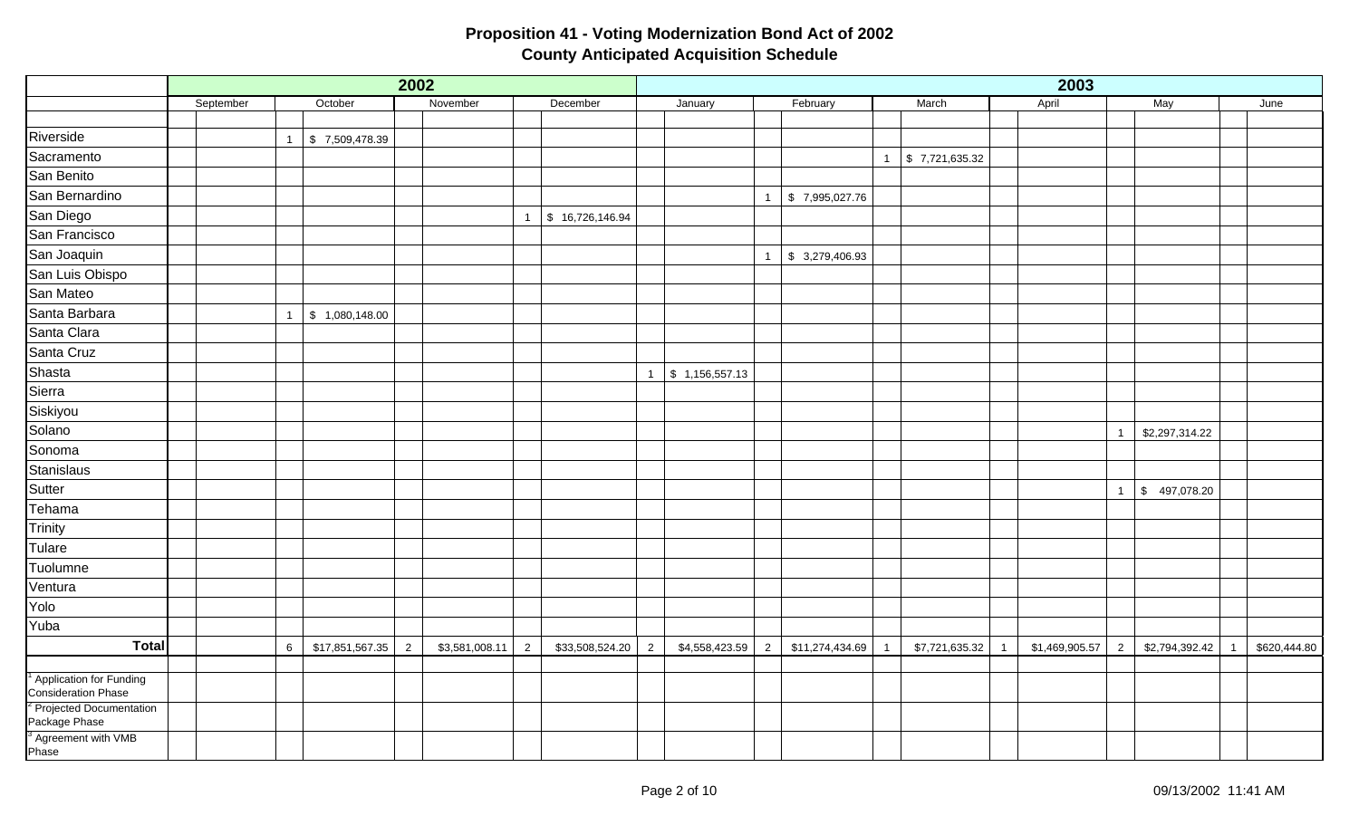# Proposition 41 - Voting Modernization Bond Act of 2002
## County Anticipated Acquisition Schedule

| | 2002 | | | | | | | | 2003 | | | | | | | | | | | |
|---|---|---|---|---|---|---|---|---|---|---|---|---|---|---|---|---|---|---|---|---|
| | September | | October | | November | | December | | January | | February | | March | | April | | May | | June | |
| Riverside | | | 1 | $ 7,509,478.39 | | | | | | | | | | | | | | | | |
| Sacramento | | | | | | | | | | | | | 1 | $ 7,721,635.32 | | | | | | |
| San Benito | | | | | | | | | | | | | | | | | | | | |
| San Bernardino | | | | | | | | | | | 1 | $ 7,995,027.76 | | | | | | | | |
| San Diego | | | | | | | 1 | $ 16,726,146.94 | | | | | | | | | | | | |
| San Francisco | | | | | | | | | | | | | | | | | | | | |
| San Joaquin | | | | | | | | | | | 1 | $ 3,279,406.93 | | | | | | | | |
| San Luis Obispo | | | | | | | | | | | | | | | | | | | | |
| San Mateo | | | | | | | | | | | | | | | | | | | | |
| Santa Barbara | | | 1 | $ 1,080,148.00 | | | | | | | | | | | | | | | | |
| Santa Clara | | | | | | | | | | | | | | | | | | | | |
| Santa Cruz | | | | | | | | | | | | | | | | | | | | |
| Shasta | | | | | | | | | 1 | $ 1,156,557.13 | | | | | | | | | | |
| Sierra | | | | | | | | | | | | | | | | | | | | |
| Siskiyou | | | | | | | | | | | | | | | | | | | | |
| Solano | | | | | | | | | | | | | | | | | 1 | $2,297,314.22 | | |
| Sonoma | | | | | | | | | | | | | | | | | | | | |
| Stanislaus | | | | | | | | | | | | | | | | | | | | |
| Sutter | | | | | | | | | | | | | | | | | 1 | $ 497,078.20 | | |
| Tehama | | | | | | | | | | | | | | | | | | | | |
| Trinity | | | | | | | | | | | | | | | | | | | | |
| Tulare | | | | | | | | | | | | | | | | | | | | |
| Tuolumne | | | | | | | | | | | | | | | | | | | | |
| Ventura | | | | | | | | | | | | | | | | | | | | |
| Yolo | | | | | | | | | | | | | | | | | | | | |
| Yuba | | | | | | | | | | | | | | | | | | | | |
| **Total** | | | 6 | $17,851,567.35 | 2 | $3,581,008.11 | 2 | $33,508,524.20 | 2 | $4,558,423.59 | 2 | $11,274,434.69 | 1 | $7,721,635.32 | 1 | $1,469,905.57 | 2 | $2,794,392.42 | 1 | $620,444.80 |
| [1] Application for Funding Consideration Phase | | | | | | | | | | | | | | | | | | | | |
| [2] Projected Documentation Package Phase | | | | | | | | | | | | | | | | | | | | |
| [3] Agreement with VMB Phase | | | | | | | | | | | | | | | | | | | | |

09/13/2002 11:41 AM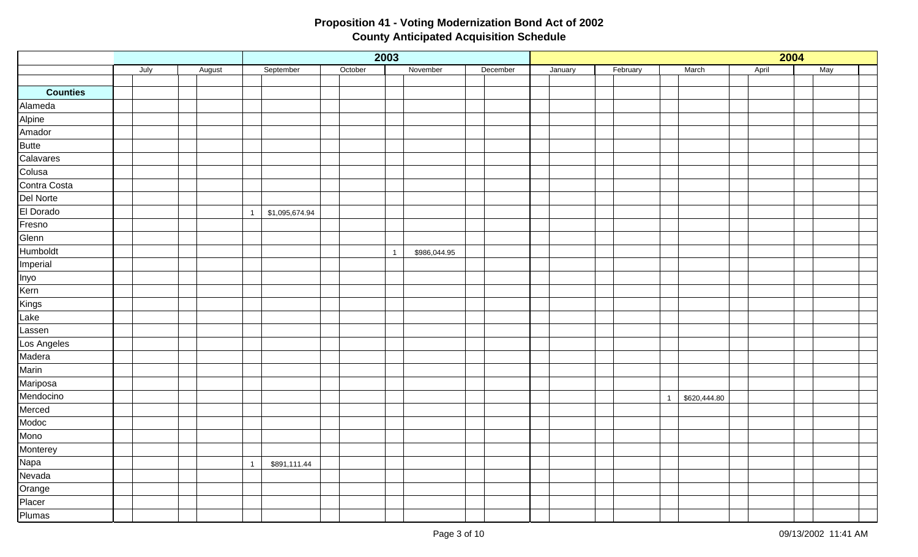# Proposition 41 - Voting Modernization Bond Act of 2002
## County Anticipated Acquisition Schedule

| | 2003 | | | | | | | | | | | | 2004 | | | | | | | | | |
|---|---|---|---|---|---|---|---|---|---|---|---|---|---|---|---|---|---|---|---|---|---|---|
| | July | | August | | September | | October | | November | | December | | January | | February | | March | | April | | May | |
| **Counties** | | | | | | | | | | | | | | | | | | | | | | |
| Alameda | | | | | | | | | | | | | | | | | | | | | | |
| Alpine | | | | | | | | | | | | | | | | | | | | | | |
| Amador | | | | | | | | | | | | | | | | | | | | | | |
| Butte | | | | | | | | | | | | | | | | | | | | | | |
| Calavares | | | | | | | | | | | | | | | | | | | | | | |
| Colusa | | | | | | | | | | | | | | | | | | | | | | |
| Contra Costa | | | | | | | | | | | | | | | | | | | | | | |
| Del Norte | | | | | | | | | | | | | | | | | | | | | | |
| El Dorado | | | | | 1 | $1,095,674.94 | | | | | | | | | | | | | | | | |
| Fresno | | | | | | | | | | | | | | | | | | | | | | |
| Glenn | | | | | | | | | | | | | | | | | | | | | | |
| Humboldt | | | | | | | | | 1 | $986,044.95 | | | | | | | | | | | | |
| Imperial | | | | | | | | | | | | | | | | | | | | | | |
| Inyo | | | | | | | | | | | | | | | | | | | | | | |
| Kern | | | | | | | | | | | | | | | | | | | | | | |
| Kings | | | | | | | | | | | | | | | | | | | | | | |
| Lake | | | | | | | | | | | | | | | | | | | | | | |
| Lassen | | | | | | | | | | | | | | | | | | | | | | |
| Los Angeles | | | | | | | | | | | | | | | | | | | | | | |
| Madera | | | | | | | | | | | | | | | | | | | | | | |
| Marin | | | | | | | | | | | | | | | | | | | | | | |
| Mariposa | | | | | | | | | | | | | | | | | | | | | | |
| Mendocino | | | | | | | | | | | | | | | | | 1 | $620,444.80 | | | | |
| Merced | | | | | | | | | | | | | | | | | | | | | | |
| Modoc | | | | | | | | | | | | | | | | | | | | | | |
| Mono | | | | | | | | | | | | | | | | | | | | | | |
| Monterey | | | | | | | | | | | | | | | | | | | | | | |
| Napa | | | | | 1 | $891,111.44 | | | | | | | | | | | | | | | | |
| Nevada | | | | | | | | | | | | | | | | | | | | | | |
| Orange | | | | | | | | | | | | | | | | | | | | | | |
| Placer | | | | | | | | | | | | | | | | | | | | | | |
| Plumas | | | | | | | | | | | | | | | | | | | | | | |

09/13/2002 11:41 AM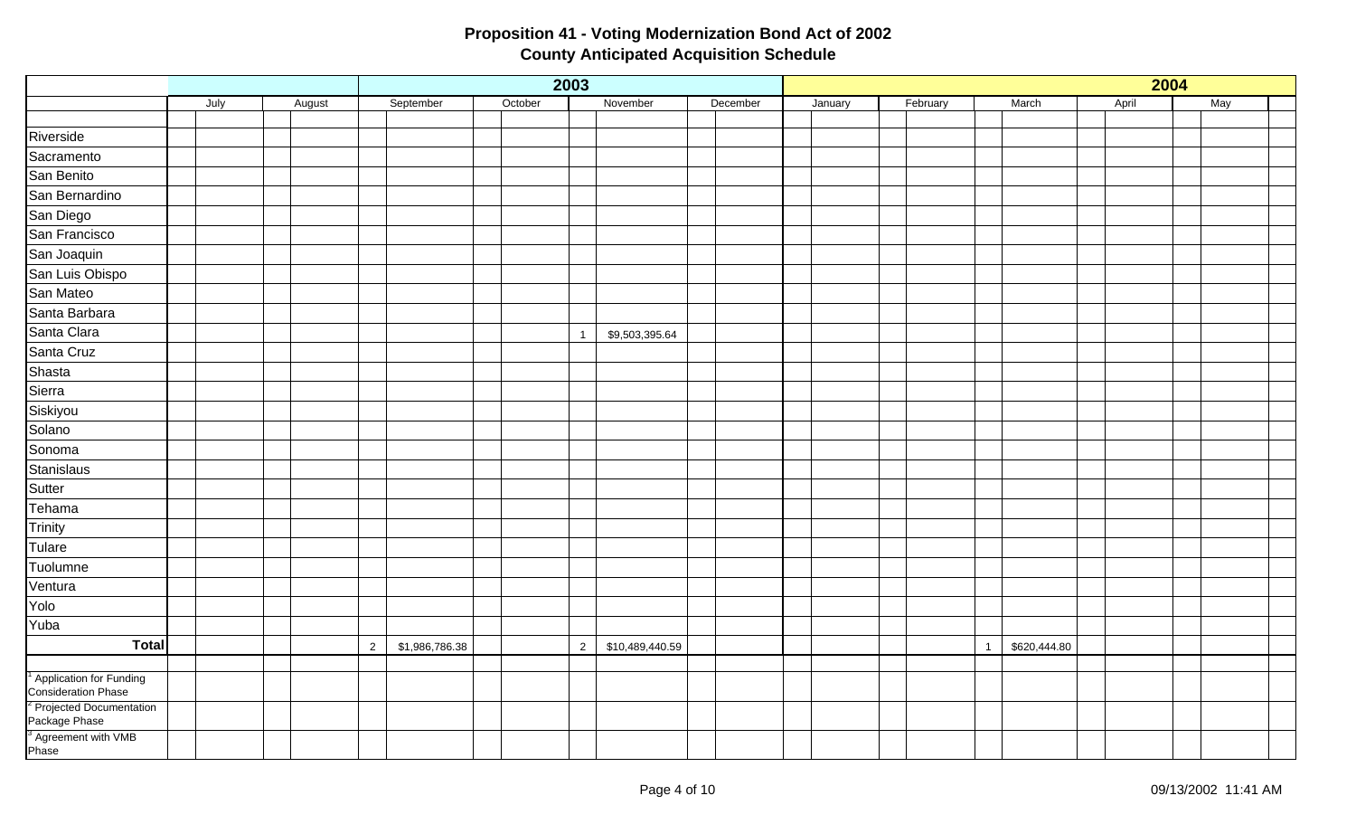# Proposition 41 - Voting Modernization Bond Act of 2002
## County Anticipated Acquisition Schedule

| | 2003 | | | | | | | | | | | | 2004 | | | | | | | | | |
|---|---|---|---|---|---|---|---|---|---|---|---|---|---|---|---|---|---|---|---|---|---|---|
| | | July | | August | | September | | October | | November | | December | | January | | February | | March | | April | | May |
| Riverside | | | | | | | | | | | | | | | | | | | | | | |
| Sacramento | | | | | | | | | | | | | | | | | | | | | | |
| San Benito | | | | | | | | | | | | | | | | | | | | | | |
| San Bernardino | | | | | | | | | | | | | | | | | | | | | | |
| San Diego | | | | | | | | | | | | | | | | | | | | | | |
| San Francisco | | | | | | | | | | | | | | | | | | | | | | |
| San Joaquin | | | | | | | | | | | | | | | | | | | | | | |
| San Luis Obispo | | | | | | | | | | | | | | | | | | | | | | |
| San Mateo | | | | | | | | | | | | | | | | | | | | | | |
| Santa Barbara | | | | | | | | | | | | | | | | | | | | | | |
| Santa Clara | | | | | | | | | 1 | $9,503,395.64 | | | | | | | | | | | | |
| Santa Cruz | | | | | | | | | | | | | | | | | | | | | | |
| Shasta | | | | | | | | | | | | | | | | | | | | | | |
| Sierra | | | | | | | | | | | | | | | | | | | | | | |
| Siskiyou | | | | | | | | | | | | | | | | | | | | | | |
| Solano | | | | | | | | | | | | | | | | | | | | | | |
| Sonoma | | | | | | | | | | | | | | | | | | | | | | |
| Stanislaus | | | | | | | | | | | | | | | | | | | | | | |
| Sutter | | | | | | | | | | | | | | | | | | | | | | |
| Tehama | | | | | | | | | | | | | | | | | | | | | | |
| Trinity | | | | | | | | | | | | | | | | | | | | | | |
| Tulare | | | | | | | | | | | | | | | | | | | | | | |
| Tuolumne | | | | | | | | | | | | | | | | | | | | | | |
| Ventura | | | | | | | | | | | | | | | | | | | | | | |
| Yolo | | | | | | | | | | | | | | | | | | | | | | |
| Yuba | | | | | | | | | | | | | | | | | | | | | | |
| **Total** | | | | | 2 | $1,986,786.38 | | | 2 | $10,489,440.59 | | | | | | | 1 | $620,444.80 | | | | |

[1] Application for Funding Consideration Phase
[2] Projected Documentation Package Phase
[3] Agreement with VMB Phase

09/13/2002 11:41 AM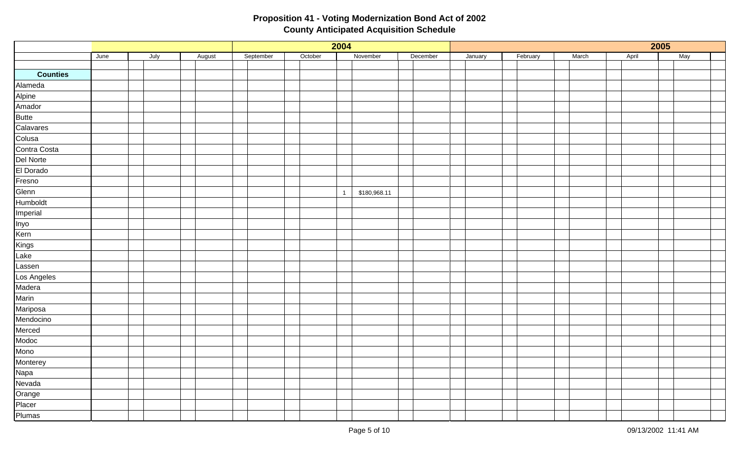# Proposition 41 - Voting Modernization Bond Act of 2002

## County Anticipated Acquisition Schedule

| | 2004 | | | | | | | | | | | | | 2005 | | | | | | | | | | |
|---|---|---|---|---|---|---|---|---|---|---|---|---|---|---|---|---|---|---|---|---|---|---|---|---|
| | June | | July | | August | | September | | October | | November | | December | | January | | February | | March | | April | | May | |
| | | | | | | | | | | | | | | | | | | | | | | | | |
| **Counties** | | | | | | | | | | | | | | | | | | | | | | | | |
| Alameda | | | | | | | | | | | | | | | | | | | | | | | | |
| Alpine | | | | | | | | | | | | | | | | | | | | | | | | |
| Amador | | | | | | | | | | | | | | | | | | | | | | | | |
| Butte | | | | | | | | | | | | | | | | | | | | | | | | |
| Calavares | | | | | | | | | | | | | | | | | | | | | | | | |
| Colusa | | | | | | | | | | | | | | | | | | | | | | | | |
| Contra Costa | | | | | | | | | | | | | | | | | | | | | | | | |
| Del Norte | | | | | | | | | | | | | | | | | | | | | | | | |
| El Dorado | | | | | | | | | | | | | | | | | | | | | | | | |
| Fresno | | | | | | | | | | | | | | | | | | | | | | | | |
| Glenn | | | | | | | | | | 1 | $180,968.11 | | | | | | | | | | | | | |
| Humboldt | | | | | | | | | | | | | | | | | | | | | | | | |
| Imperial | | | | | | | | | | | | | | | | | | | | | | | | |
| Inyo | | | | | | | | | | | | | | | | | | | | | | | | |
| Kern | | | | | | | | | | | | | | | | | | | | | | | | |
| Kings | | | | | | | | | | | | | | | | | | | | | | | | |
| Lake | | | | | | | | | | | | | | | | | | | | | | | | |
| Lassen | | | | | | | | | | | | | | | | | | | | | | | | |
| Los Angeles | | | | | | | | | | | | | | | | | | | | | | | | |
| Madera | | | | | | | | | | | | | | | | | | | | | | | | |
| Marin | | | | | | | | | | | | | | | | | | | | | | | | |
| Mariposa | | | | | | | | | | | | | | | | | | | | | | | | |
| Mendocino | | | | | | | | | | | | | | | | | | | | | | | | |
| Merced | | | | | | | | | | | | | | | | | | | | | | | | |
| Modoc | | | | | | | | | | | | | | | | | | | | | | | | |
| Mono | | | | | | | | | | | | | | | | | | | | | | | | |
| Monterey | | | | | | | | | | | | | | | | | | | | | | | | |
| Napa | | | | | | | | | | | | | | | | | | | | | | | | |
| Nevada | | | | | | | | | | | | | | | | | | | | | | | | |
| Orange | | | | | | | | | | | | | | | | | | | | | | | | |
| Placer | | | | | | | | | | | | | | | | | | | | | | | | |
| Plumas | | | | | | | | | | | | | | | | | | | | | | | | |

09/13/2002 11:41 AM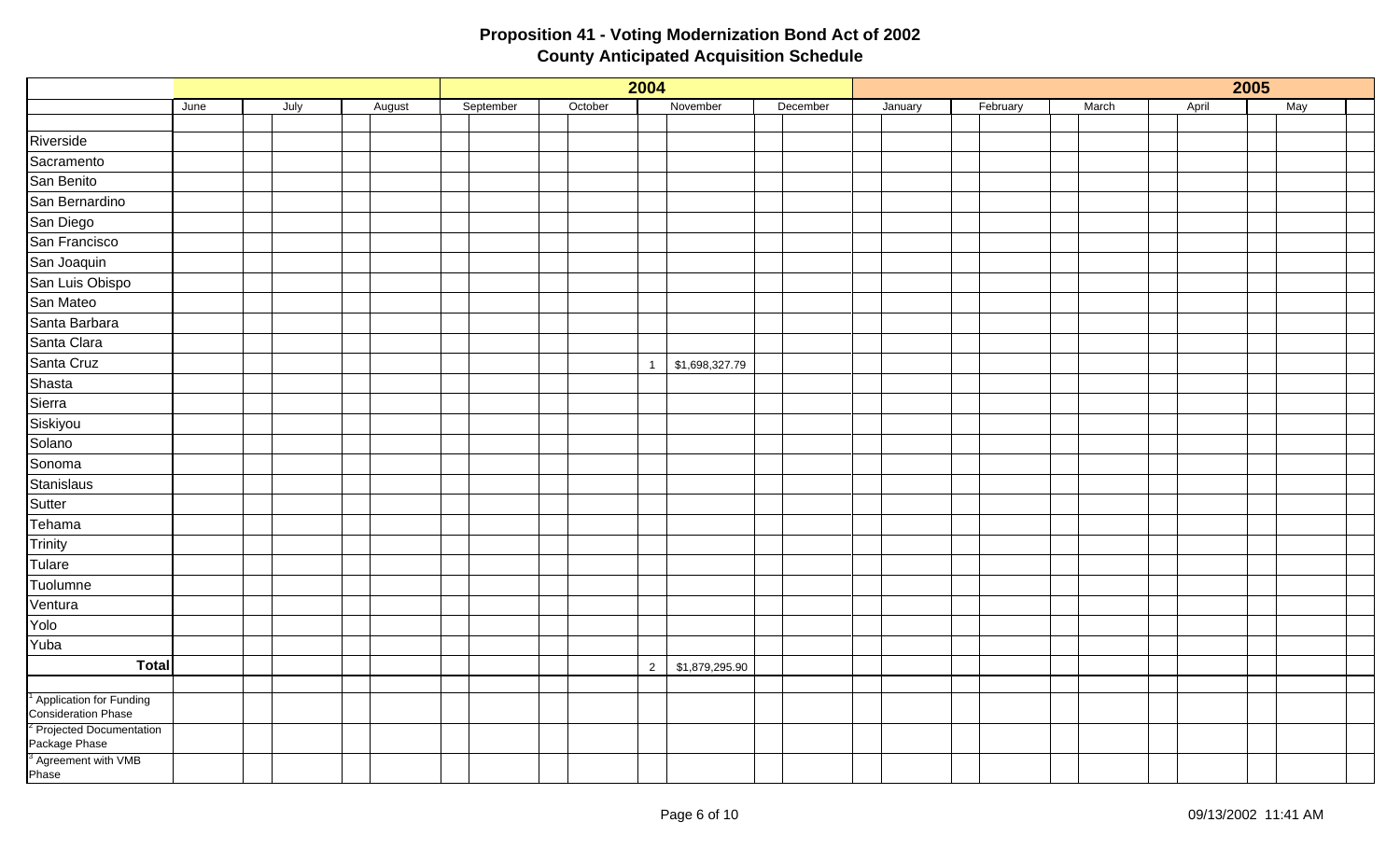# Proposition 41 - Voting Modernization Bond Act of 2002
## County Anticipated Acquisition Schedule

| | 2004 | | | | | | | | | | | | | 2005 | | | | | | | | | | |
|---|---|---|---|---|---|---|---|---|---|---|---|---|---|---|---|---|---|---|---|---|---|---|---|---|
| | June | | July | | August | | September | | October | | November | | December | | January | | February | | March | | April | | May | |
| Riverside | | | | | | | | | | | | | | | | | | | | | | | | |
| Sacramento | | | | | | | | | | | | | | | | | | | | | | | | |
| San Benito | | | | | | | | | | | | | | | | | | | | | | | | |
| San Bernardino | | | | | | | | | | | | | | | | | | | | | | | | |
| San Diego | | | | | | | | | | | | | | | | | | | | | | | | |
| San Francisco | | | | | | | | | | | | | | | | | | | | | | | | |
| San Joaquin | | | | | | | | | | | | | | | | | | | | | | | | |
| San Luis Obispo | | | | | | | | | | | | | | | | | | | | | | | | |
| San Mateo | | | | | | | | | | | | | | | | | | | | | | | | |
| Santa Barbara | | | | | | | | | | | | | | | | | | | | | | | | |
| Santa Clara | | | | | | | | | | | | | | | | | | | | | | | | |
| Santa Cruz | | | | | | | | | | 1 | $1,698,327.79 | | | | | | | | | | | | | |
| Shasta | | | | | | | | | | | | | | | | | | | | | | | | |
| Sierra | | | | | | | | | | | | | | | | | | | | | | | | |
| Siskiyou | | | | | | | | | | | | | | | | | | | | | | | | |
| Solano | | | | | | | | | | | | | | | | | | | | | | | | |
| Sonoma | | | | | | | | | | | | | | | | | | | | | | | | |
| Stanislaus | | | | | | | | | | | | | | | | | | | | | | | | |
| Sutter | | | | | | | | | | | | | | | | | | | | | | | | |
| Tehama | | | | | | | | | | | | | | | | | | | | | | | | |
| Trinity | | | | | | | | | | | | | | | | | | | | | | | | |
| Tulare | | | | | | | | | | | | | | | | | | | | | | | | |
| Tuolumne | | | | | | | | | | | | | | | | | | | | | | | | |
| Ventura | | | | | | | | | | | | | | | | | | | | | | | | |
| Yolo | | | | | | | | | | | | | | | | | | | | | | | | |
| Yuba | | | | | | | | | | | | | | | | | | | | | | | | |
| **Total** | | | | | | | | | | 2 | $1,879,295.90 | | | | | | | | | | | | | |
| [1] Application for Funding Consideration Phase | | | | | | | | | | | | | | | | | | | | | | | | |
| [2] Projected Documentation Package Phase | | | | | | | | | | | | | | | | | | | | | | | | |
| [3] Agreement with VMB Phase | | | | | | | | | | | | | | | | | | | | | | | | |

09/13/2002 11:41 AM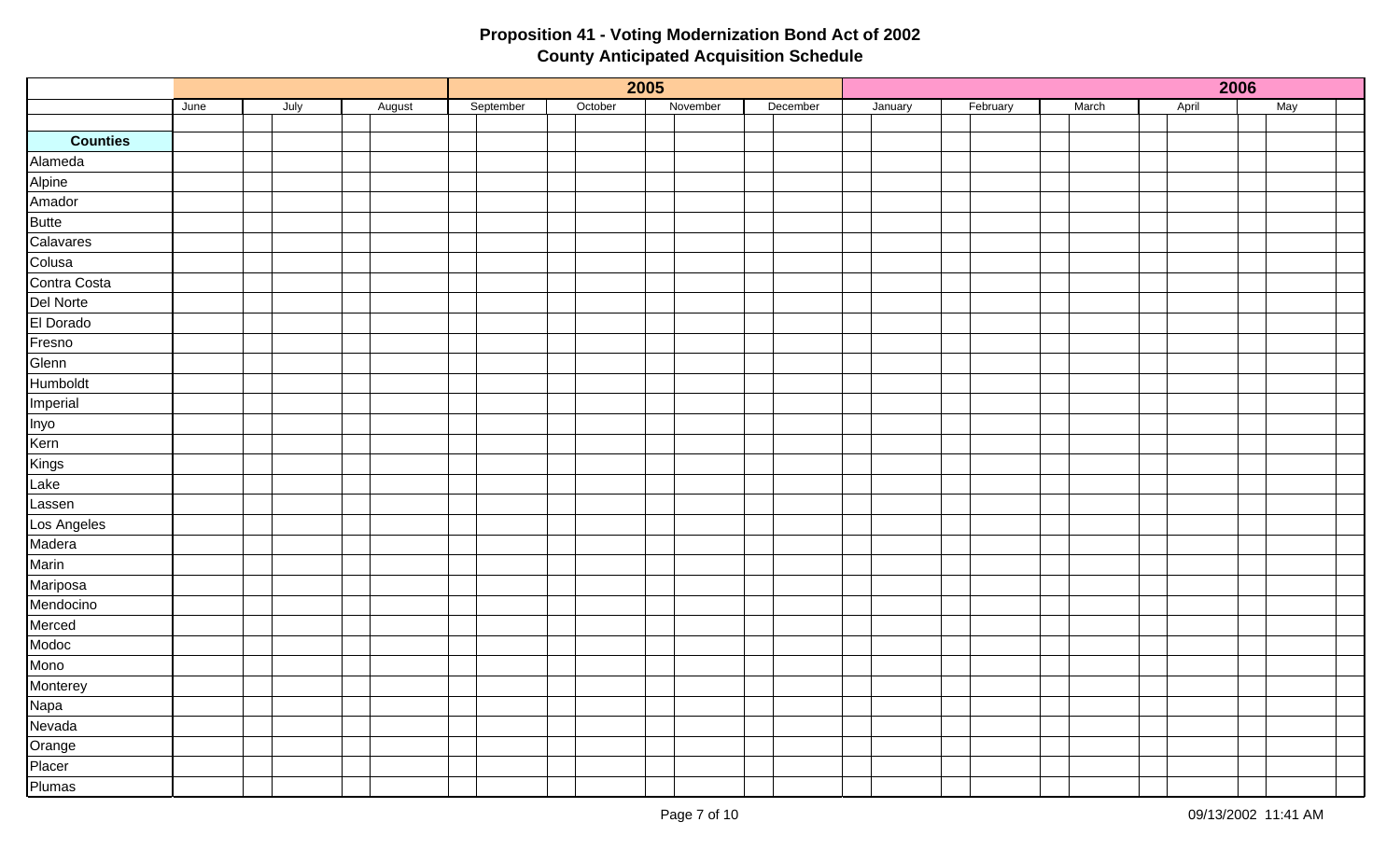**Proposition 41 - Voting Modernization Bond Act of 2002**
**County Anticipated Acquisition Schedule**

| | 2005 | | | | | | | 2006 | | | | |
|---|---|---|---|---|---|---|---|---|---|---|---|---|
| | June | July | August | September | October | November | December | January | February | March | April | May |
| **Counties** | | | | | | | | | | | | |
| Alameda | | | | | | | | | | | | |
| Alpine | | | | | | | | | | | | |
| Amador | | | | | | | | | | | | |
| Butte | | | | | | | | | | | | |
| Calavares | | | | | | | | | | | | |
| Colusa | | | | | | | | | | | | |
| Contra Costa | | | | | | | | | | | | |
| Del Norte | | | | | | | | | | | | |
| El Dorado | | | | | | | | | | | | |
| Fresno | | | | | | | | | | | | |
| Glenn | | | | | | | | | | | | |
| Humboldt | | | | | | | | | | | | |
| Imperial | | | | | | | | | | | | |
| Inyo | | | | | | | | | | | | |
| Kern | | | | | | | | | | | | |
| Kings | | | | | | | | | | | | |
| Lake | | | | | | | | | | | | |
| Lassen | | | | | | | | | | | | |
| Los Angeles | | | | | | | | | | | | |
| Madera | | | | | | | | | | | | |
| Marin | | | | | | | | | | | | |
| Mariposa | | | | | | | | | | | | |
| Mendocino | | | | | | | | | | | | |
| Merced | | | | | | | | | | | | |
| Modoc | | | | | | | | | | | | |
| Mono | | | | | | | | | | | | |
| Monterey | | | | | | | | | | | | |
| Napa | | | | | | | | | | | | |
| Nevada | | | | | | | | | | | | |
| Orange | | | | | | | | | | | | |
| Placer | | | | | | | | | | | | |
| Plumas | | | | | | | | | | | | |

09/13/2002 11:41 AM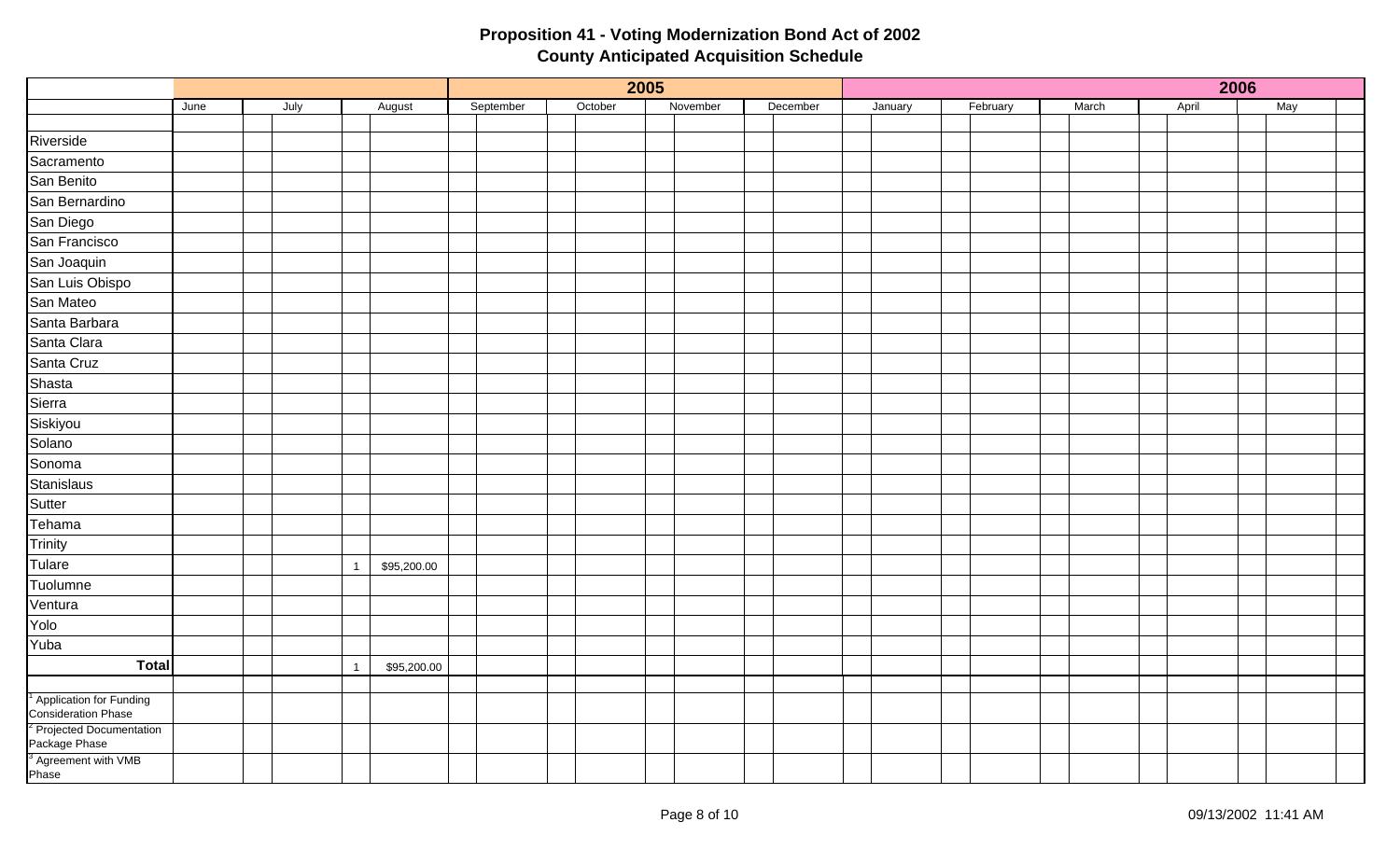# Proposition 41 - Voting Modernization Bond Act of 2002
## County Anticipated Acquisition Schedule

| | 2005 | | | | | | | | | | | | | | 2006 | | | | | | | | | |
|---|---|---|---|---|---|---|---|---|---|---|---|---|---|---|---|---|---|---|---|---|---|---|---|---|
| | June | | July | | August | | September | | October | | November | | December | | January | | February | | March | | April | | May | |
| Riverside | | | | | | | | | | | | | | | | | | | | | | | | |
| Sacramento | | | | | | | | | | | | | | | | | | | | | | | | |
| San Benito | | | | | | | | | | | | | | | | | | | | | | | | |
| San Bernardino | | | | | | | | | | | | | | | | | | | | | | | | |
| San Diego | | | | | | | | | | | | | | | | | | | | | | | | |
| San Francisco | | | | | | | | | | | | | | | | | | | | | | | | |
| San Joaquin | | | | | | | | | | | | | | | | | | | | | | | | |
| San Luis Obispo | | | | | | | | | | | | | | | | | | | | | | | | |
| San Mateo | | | | | | | | | | | | | | | | | | | | | | | | |
| Santa Barbara | | | | | | | | | | | | | | | | | | | | | | | | |
| Santa Clara | | | | | | | | | | | | | | | | | | | | | | | | |
| Santa Cruz | | | | | | | | | | | | | | | | | | | | | | | | |
| Shasta | | | | | | | | | | | | | | | | | | | | | | | | |
| Sierra | | | | | | | | | | | | | | | | | | | | | | | | |
| Siskiyou | | | | | | | | | | | | | | | | | | | | | | | | |
| Solano | | | | | | | | | | | | | | | | | | | | | | | | |
| Sonoma | | | | | | | | | | | | | | | | | | | | | | | | |
| Stanislaus | | | | | | | | | | | | | | | | | | | | | | | | |
| Sutter | | | | | | | | | | | | | | | | | | | | | | | | |
| Tehama | | | | | | | | | | | | | | | | | | | | | | | | |
| Trinity | | | | | | | | | | | | | | | | | | | | | | | | |
| Tulare | | | | | 1 | $95,200.00 | | | | | | | | | | | | | | | | | | |
| Tuolumne | | | | | | | | | | | | | | | | | | | | | | | | |
| Ventura | | | | | | | | | | | | | | | | | | | | | | | | |
| Yolo | | | | | | | | | | | | | | | | | | | | | | | | |
| Yuba | | | | | | | | | | | | | | | | | | | | | | | | |
| **Total** | | | | | 1 | $95,200.00 | | | | | | | | | | | | | | | | | | |

[1] Application for Funding Consideration Phase
[2] Projected Documentation Package Phase
[3] Agreement with VMB Phase

09/13/2002 11:41 AM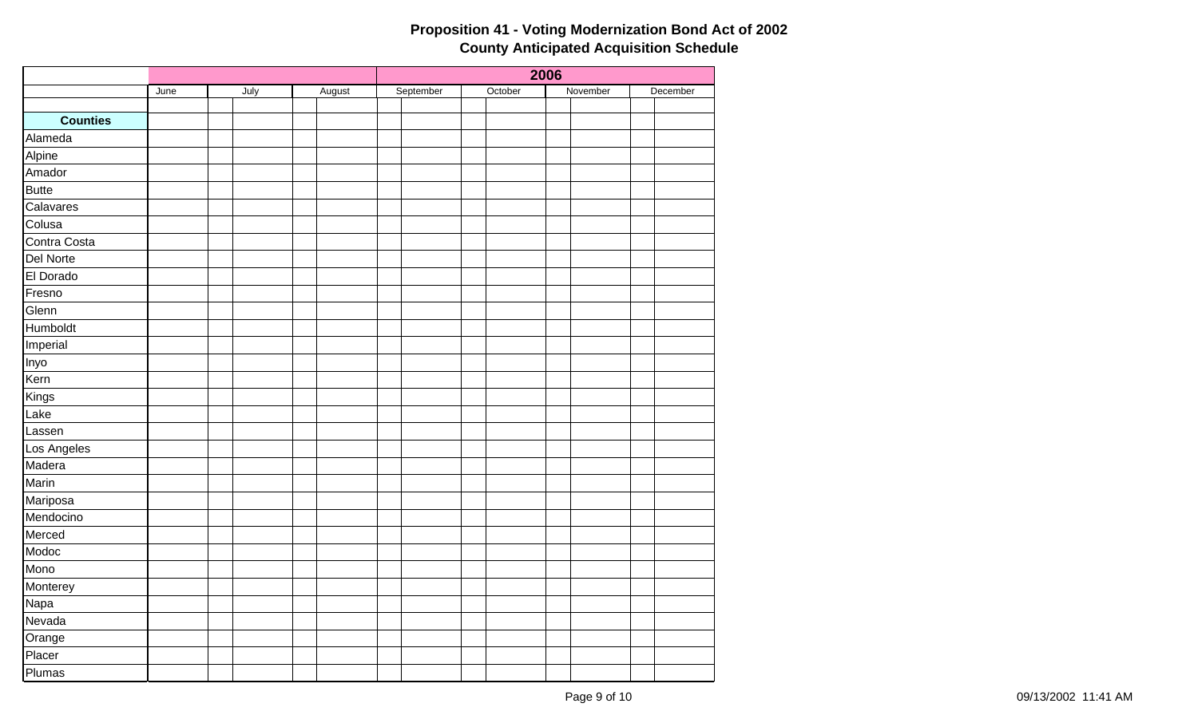# Proposition 41 - Voting Modernization Bond Act of 2002
## County Anticipated Acquisition Schedule

| | | | | 2006 | | | |
|---|---|---|---|---|---|---|---|
| | June | July | August | September | October | November | December |
| **Counties** | | | | | | | |
| Alameda | | | | | | | |
| Alpine | | | | | | | |
| Amador | | | | | | | |
| Butte | | | | | | | |
| Calavares | | | | | | | |
| Colusa | | | | | | | |
| Contra Costa | | | | | | | |
| Del Norte | | | | | | | |
| El Dorado | | | | | | | |
| Fresno | | | | | | | |
| Glenn | | | | | | | |
| Humboldt | | | | | | | |
| Imperial | | | | | | | |
| Inyo | | | | | | | |
| Kern | | | | | | | |
| Kings | | | | | | | |
| Lake | | | | | | | |
| Lassen | | | | | | | |
| Los Angeles | | | | | | | |
| Madera | | | | | | | |
| Marin | | | | | | | |
| Mariposa | | | | | | | |
| Mendocino | | | | | | | |
| Merced | | | | | | | |
| Modoc | | | | | | | |
| Mono | | | | | | | |
| Monterey | | | | | | | |
| Napa | | | | | | | |
| Nevada | | | | | | | |
| Orange | | | | | | | |
| Placer | | | | | | | |
| Plumas | | | | | | | |

09/13/2002 11:41 AM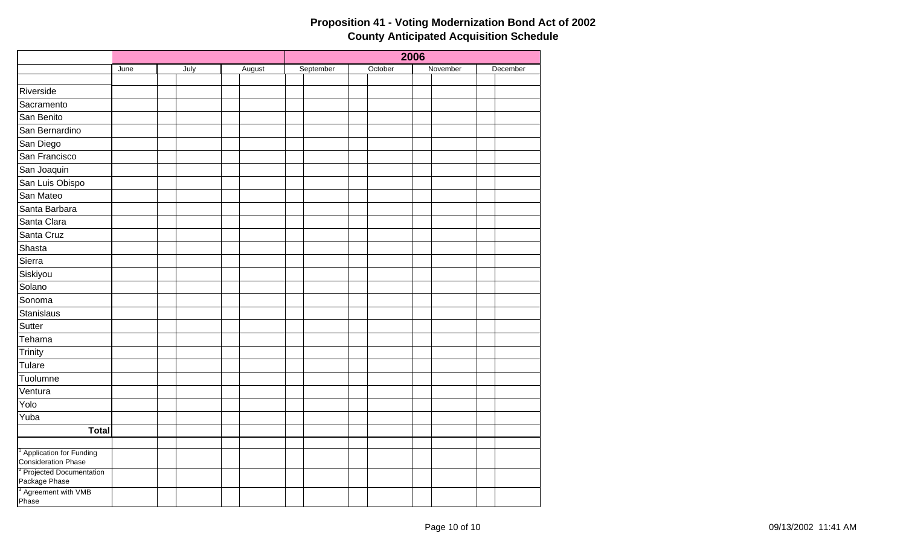# Proposition 41 - Voting Modernization Bond Act of 2002
## County Anticipated Acquisition Schedule

| | | | | | | | | | | | | | |
|---|---|---|---|---|---|---|---|---|---|---|---|---|---|
| | | | | | | 2006 | | | | | | | |
| | June | | July | | August | | September | | October | | November | | December |
| | | | | | | | | | | | | | |
| Riverside | | | | | | | | | | | | | |
| Sacramento | | | | | | | | | | | | | |
| San Benito | | | | | | | | | | | | | |
| San Bernardino | | | | | | | | | | | | | |
| San Diego | | | | | | | | | | | | | |
| San Francisco | | | | | | | | | | | | | |
| San Joaquin | | | | | | | | | | | | | |
| San Luis Obispo | | | | | | | | | | | | | |
| San Mateo | | | | | | | | | | | | | |
| Santa Barbara | | | | | | | | | | | | | |
| Santa Clara | | | | | | | | | | | | | |
| Santa Cruz | | | | | | | | | | | | | |
| Shasta | | | | | | | | | | | | | |
| Sierra | | | | | | | | | | | | | |
| Siskiyou | | | | | | | | | | | | | |
| Solano | | | | | | | | | | | | | |
| Sonoma | | | | | | | | | | | | | |
| Stanislaus | | | | | | | | | | | | | |
| Sutter | | | | | | | | | | | | | |
| Tehama | | | | | | | | | | | | | |
| Trinity | | | | | | | | | | | | | |
| Tulare | | | | | | | | | | | | | |
| Tuolumne | | | | | | | | | | | | | |
| Ventura | | | | | | | | | | | | | |
| Yolo | | | | | | | | | | | | | |
| Yuba | | | | | | | | | | | | | |
| **Total** | | | | | | | | | | | | | |
| | | | | | | | | | | | | | |
| [1] Application for Funding Consideration Phase | | | | | | | | | | | | | |
| [2] Projected Documentation Package Phase | | | | | | | | | | | | | |
| [3] Agreement with VMB Phase | | | | | | | | | | | | | |

09/13/2002 11:41 AM